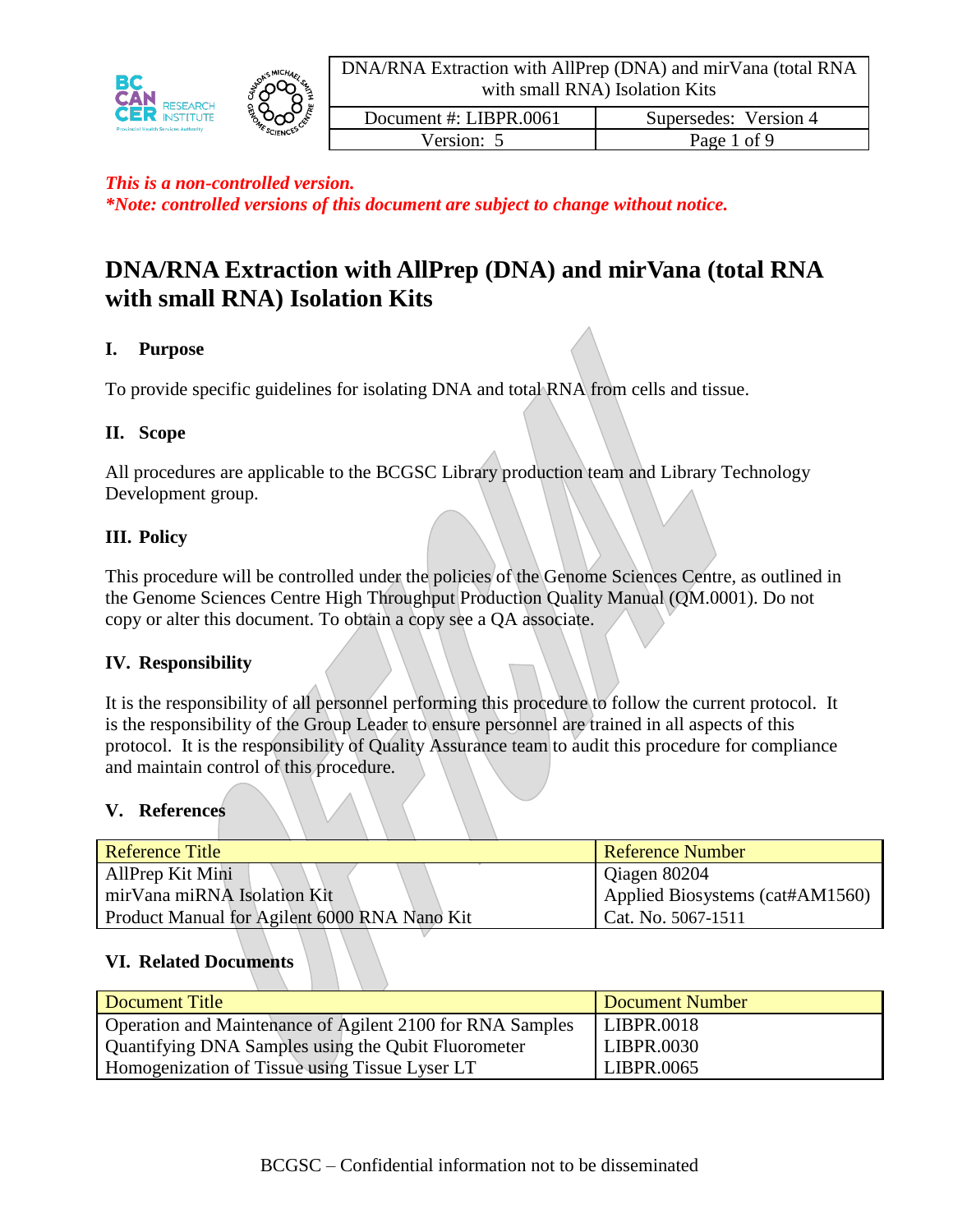*This is a non-controlled version.*
*\*Note: controlled versions of this document are subject to change without notice.*

# DNA/RNA Extraction with AllPrep (DNA) and mirVana (total RNA with small RNA) Isolation Kits

## I. Purpose

To provide specific guidelines for isolating DNA and total RNA from cells and tissue.

## II. Scope

All procedures are applicable to the BCGSC Library production team and Library Technology Development group.

## III. Policy

This procedure will be controlled under the policies of the Genome Sciences Centre, as outlined in the Genome Sciences Centre High Throughput Production Quality Manual (QM.0001). Do not copy or alter this document. To obtain a copy see a QA associate.

## IV. Responsibility

It is the responsibility of all personnel performing this procedure to follow the current protocol. It is the responsibility of the Group Leader to ensure personnel are trained in all aspects of this protocol. It is the responsibility of Quality Assurance team to audit this procedure for compliance and maintain control of this procedure.

## V. References

| Reference Title | Reference Number |
|---|---|
| AllPrep Kit Mini | Qiagen 80204 |
| mirVana miRNA Isolation Kit | Applied Biosystems (cat#AM1560) |
| Product Manual for Agilent 6000 RNA Nano Kit | Cat. No. 5067-1511 |

## VI. Related Documents

| Document Title | Document Number |
|---|---|
| Operation and Maintenance of Agilent 2100 for RNA Samples | LIBPR.0018 |
| Quantifying DNA Samples using the Qubit Fluorometer | LIBPR.0030 |
| Homogenization of Tissue using Tissue Lyser LT | LIBPR.0065 |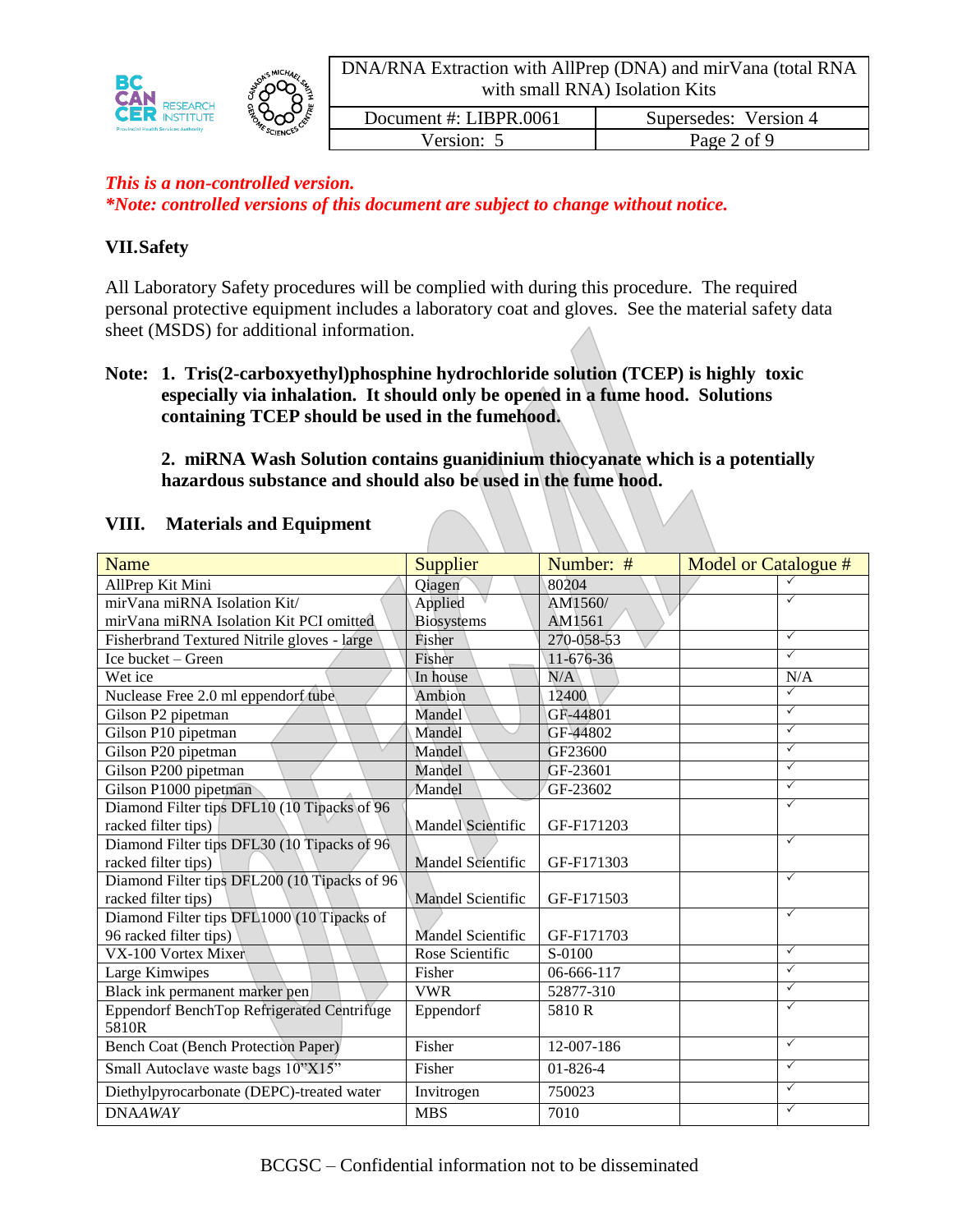*This is a non-controlled version.*
***Note: controlled versions of this document are subject to change without notice.***

## VII. Safety

All Laboratory Safety procedures will be complied with during this procedure. The required personal protective equipment includes a laboratory coat and gloves. See the material safety data sheet (MSDS) for additional information.

**Note: 1. Tris(2-carboxyethyl)phosphine hydrochloride solution (TCEP) is highly toxic especially via inhalation. It should only be opened in a fume hood. Solutions containing TCEP should be used in the fumehood.**

**2. miRNA Wash Solution contains guanidinium thiocyanate which is a potentially hazardous substance and should also be used in the fume hood.**

## VIII. Materials and Equipment

| Name | Supplier | Number: # | Model or Catalogue # | |
|---|---|---|---|---|
| AllPrep Kit Mini | Qiagen | 80204 | | ✓ |
| mirVana miRNA Isolation Kit/ mirVana miRNA Isolation Kit PCI omitted | Applied Biosystems | AM1560/ AM1561 | | ✓ |
| Fisherbrand Textured Nitrile gloves - large | Fisher | 270-058-53 | | ✓ |
| Ice bucket – Green | Fisher | 11-676-36 | | ✓ |
| Wet ice | In house | N/A | | N/A |
| Nuclease Free 2.0 ml eppendorf tube | Ambion | 12400 | | ✓ |
| Gilson P2 pipetman | Mandel | GF-44801 | | ✓ |
| Gilson P10 pipetman | Mandel | GF-44802 | | ✓ |
| Gilson P20 pipetman | Mandel | GF23600 | | ✓ |
| Gilson P200 pipetman | Mandel | GF-23601 | | ✓ |
| Gilson P1000 pipetman | Mandel | GF-23602 | | ✓ |
| Diamond Filter tips DFL10 (10 Tipacks of 96 racked filter tips) | Mandel Scientific | GF-F171203 | | ✓ |
| Diamond Filter tips DFL30 (10 Tipacks of 96 racked filter tips) | Mandel Scientific | GF-F171303 | | ✓ |
| Diamond Filter tips DFL200 (10 Tipacks of 96 racked filter tips) | Mandel Scientific | GF-F171503 | | ✓ |
| Diamond Filter tips DFL1000 (10 Tipacks of 96 racked filter tips) | Mandel Scientific | GF-F171703 | | ✓ |
| VX-100 Vortex Mixer | Rose Scientific | S-0100 | | ✓ |
| Large Kimwipes | Fisher | 06-666-117 | | ✓ |
| Black ink permanent marker pen | VWR | 52877-310 | | ✓ |
| Eppendorf BenchTop Refrigerated Centrifuge 5810R | Eppendorf | 5810 R | | ✓ |
| Bench Coat (Bench Protection Paper) | Fisher | 12-007-186 | | ✓ |
| Small Autoclave waste bags 10"X15" | Fisher | 01-826-4 | | ✓ |
| Diethylpyrocarbonate (DEPC)-treated water | Invitrogen | 750023 | | ✓ |
| DNA*AWAY* | MBS | 7010 | | ✓ |

BCGSC – Confidential information not to be disseminated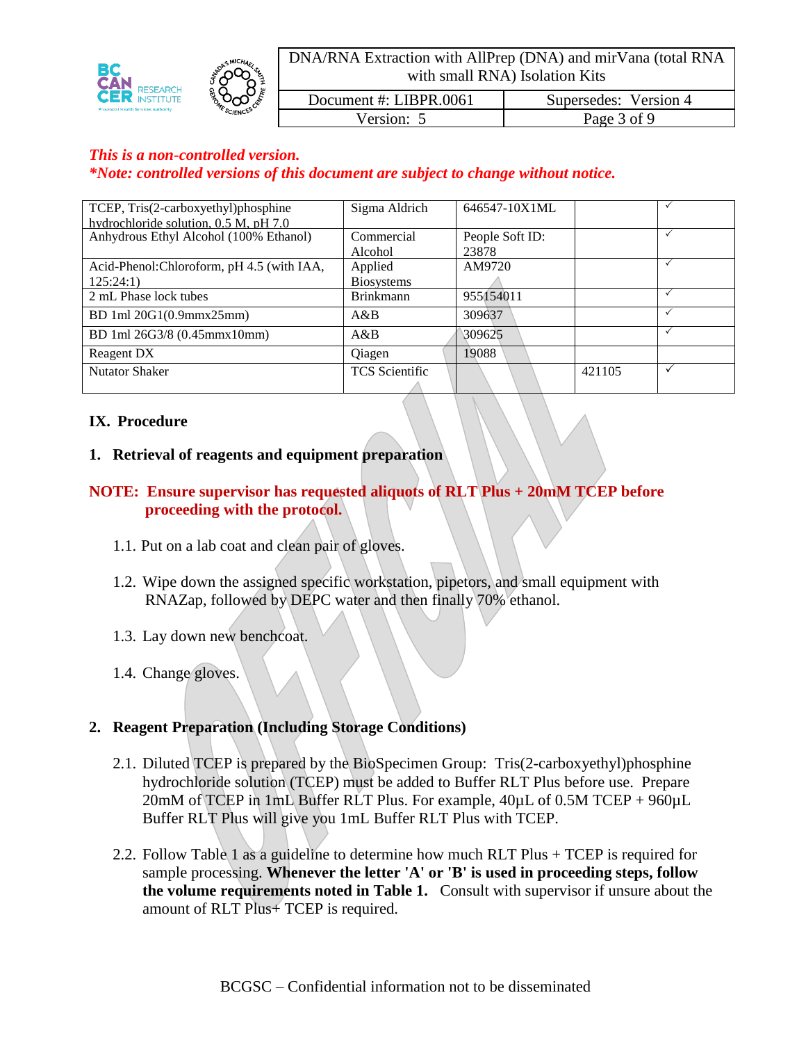*This is a non-controlled version.*
***Note: controlled versions of this document are subject to change without notice.***

| | | | | |
|---|---|---|---|---|
| TCEP, Tris(2-carboxyethyl)phosphine hydrochloride solution, 0.5 M, pH 7.0 | Sigma Aldrich | 646547-10X1ML | | ✓ |
| Anhydrous Ethyl Alcohol (100% Ethanol) | Commercial Alcohol | People Soft ID: 23878 | | ✓ |
| Acid-Phenol:Chloroform, pH 4.5 (with IAA, 125:24:1) | Applied Biosystems | AM9720 | | ✓ |
| 2 mL Phase lock tubes | Brinkmann | 955154011 | | ✓ |
| BD 1ml 20G1(0.9mmx25mm) | A&B | 309637 | | ✓ |
| BD 1ml 26G3/8 (0.45mmx10mm) | A&B | 309625 | | ✓ |
| Reagent DX | Qiagen | 19088 | | |
| Nutator Shaker | TCS Scientific | | 421105 | ✓ |

## IX. Procedure

### 1. Retrieval of reagents and equipment preparation

**NOTE: Ensure supervisor has requested aliquots of RLT Plus + 20mM TCEP before proceeding with the protocol.**

1.1. Put on a lab coat and clean pair of gloves.

1.2. Wipe down the assigned specific workstation, pipetors, and small equipment with RNAZap, followed by DEPC water and then finally 70% ethanol.

1.3. Lay down new benchcoat.

1.4. Change gloves.

### 2. Reagent Preparation (Including Storage Conditions)

2.1. Diluted TCEP is prepared by the BioSpecimen Group: Tris(2-carboxyethyl)phosphine hydrochloride solution (TCEP) must be added to Buffer RLT Plus before use. Prepare 20mM of TCEP in 1mL Buffer RLT Plus. For example, 40µL of 0.5M TCEP + 960µL Buffer RLT Plus will give you 1mL Buffer RLT Plus with TCEP.

2.2. Follow Table 1 as a guideline to determine how much RLT Plus + TCEP is required for sample processing. **Whenever the letter 'A' or 'B' is used in proceeding steps, follow the volume requirements noted in Table 1.** Consult with supervisor if unsure about the amount of RLT Plus+ TCEP is required.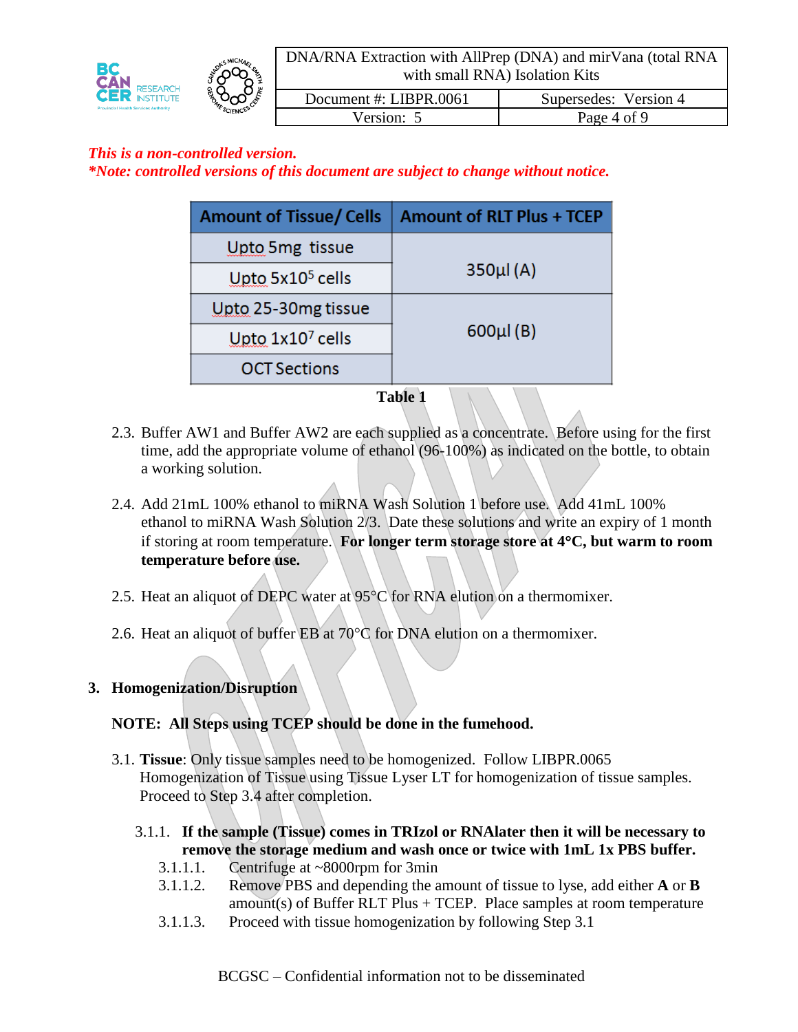*This is a non-controlled version.*
***Note: controlled versions of this document are subject to change without notice.***

| Amount of Tissue/ Cells | Amount of RLT Plus + TCEP |
|---|---|
| Upto 5mg tissue | 350µl (A) |
| Upto $5x10^5$ cells | |
| Upto 25-30mg tissue | 600µl (B) |
| Upto $1x10^7$ cells | |
| OCT Sections | |

**Table 1**

2.3. Buffer AW1 and Buffer AW2 are each supplied as a concentrate. Before using for the first time, add the appropriate volume of ethanol (96-100%) as indicated on the bottle, to obtain a working solution.

2.4. Add 21mL 100% ethanol to miRNA Wash Solution 1 before use. Add 41mL 100% ethanol to miRNA Wash Solution 2/3. Date these solutions and write an expiry of 1 month if storing at room temperature. **For longer term storage store at 4°C, but warm to room temperature before use.**

2.5. Heat an aliquot of DEPC water at 95°C for RNA elution on a thermomixer.

2.6. Heat an aliquot of buffer EB at 70°C for DNA elution on a thermomixer.

## 3. Homogenization/Disruption

**NOTE: All Steps using TCEP should be done in the fumehood.**

3.1. **Tissue**: Only tissue samples need to be homogenized. Follow LIBPR.0065 Homogenization of Tissue using Tissue Lyser LT for homogenization of tissue samples. Proceed to Step 3.4 after completion.

3.1.1. **If the sample (Tissue) comes in TRIzol or RNAlater then it will be necessary to remove the storage medium and wash once or twice with 1mL 1x PBS buffer.**

3.1.1.1. Centrifuge at ~8000rpm for 3min

3.1.1.2. Remove PBS and depending the amount of tissue to lyse, add either **A** or **B** amount(s) of Buffer RLT Plus + TCEP. Place samples at room temperature

3.1.1.3. Proceed with tissue homogenization by following Step 3.1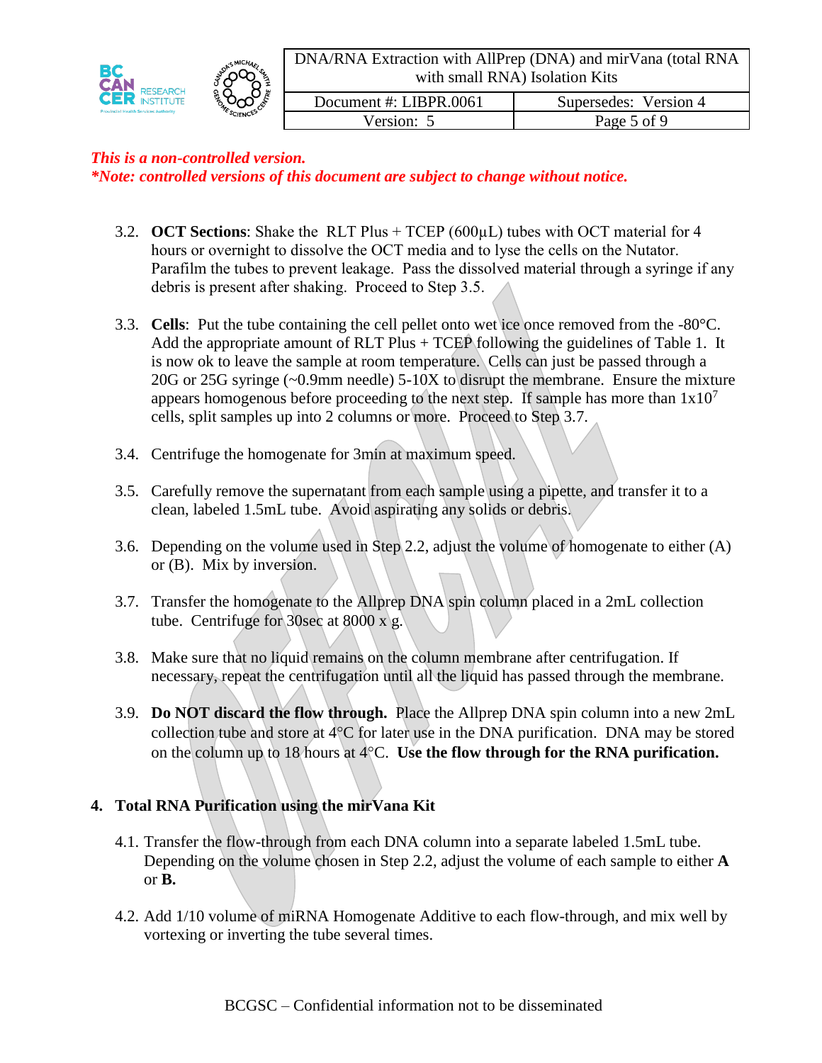*This is a non-controlled version.*
*\*Note: controlled versions of this document are subject to change without notice.*

3.2. **OCT Sections**: Shake the RLT Plus + TCEP (600µL) tubes with OCT material for 4 hours or overnight to dissolve the OCT media and to lyse the cells on the Nutator. Parafilm the tubes to prevent leakage. Pass the dissolved material through a syringe if any debris is present after shaking. Proceed to Step 3.5.

3.3. **Cells**: Put the tube containing the cell pellet onto wet ice once removed from the -80°C. Add the appropriate amount of RLT Plus + TCEP following the guidelines of Table 1. It is now ok to leave the sample at room temperature. Cells can just be passed through a 20G or 25G syringe (~0.9mm needle) 5-10X to disrupt the membrane. Ensure the mixture appears homogenous before proceeding to the next step. If sample has more than $1x10^7$ cells, split samples up into 2 columns or more. Proceed to Step 3.7.

3.4. Centrifuge the homogenate for 3min at maximum speed.

3.5. Carefully remove the supernatant from each sample using a pipette, and transfer it to a clean, labeled 1.5mL tube. Avoid aspirating any solids or debris.

3.6. Depending on the volume used in Step 2.2, adjust the volume of homogenate to either (A) or (B). Mix by inversion.

3.7. Transfer the homogenate to the Allprep DNA spin column placed in a 2mL collection tube. Centrifuge for 30sec at 8000 x g.

3.8. Make sure that no liquid remains on the column membrane after centrifugation. If necessary, repeat the centrifugation until all the liquid has passed through the membrane.

3.9. **Do NOT discard the flow through.** Place the Allprep DNA spin column into a new 2mL collection tube and store at 4°C for later use in the DNA purification. DNA may be stored on the column up to 18 hours at 4°C. **Use the flow through for the RNA purification.**

## 4. Total RNA Purification using the mirVana Kit

4.1. Transfer the flow-through from each DNA column into a separate labeled 1.5mL tube. Depending on the volume chosen in Step 2.2, adjust the volume of each sample to either **A** or **B.**

4.2. Add 1/10 volume of miRNA Homogenate Additive to each flow-through, and mix well by vortexing or inverting the tube several times.

BCGSC – Confidential information not to be disseminated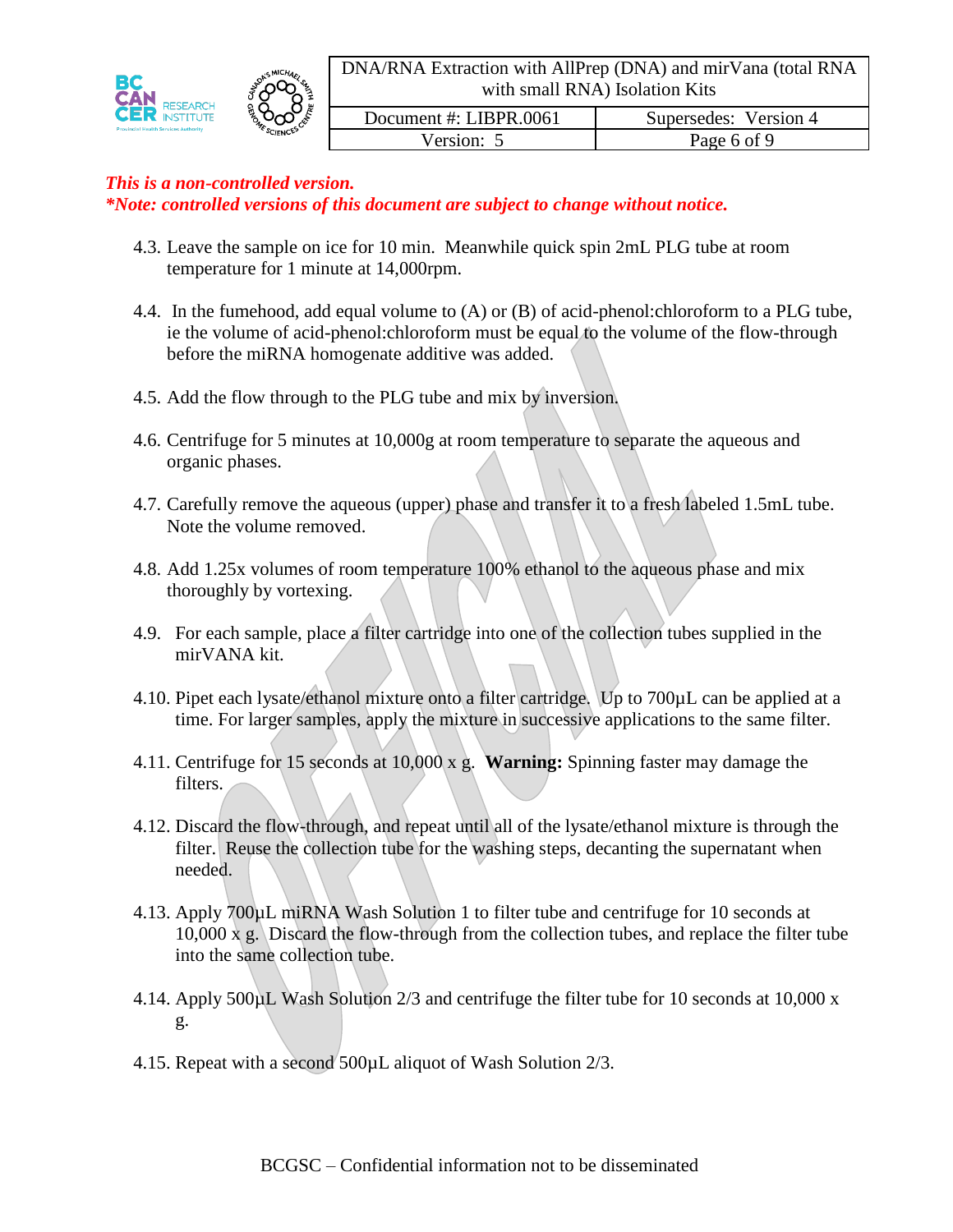*This is a non-controlled version.*
***Note: controlled versions of this document are subject to change without notice.***

4.3. Leave the sample on ice for 10 min. Meanwhile quick spin 2mL PLG tube at room temperature for 1 minute at 14,000rpm.

4.4. In the fumehood, add equal volume to (A) or (B) of acid-phenol:chloroform to a PLG tube, ie the volume of acid-phenol:chloroform must be equal to the volume of the flow-through before the miRNA homogenate additive was added.

4.5. Add the flow through to the PLG tube and mix by inversion.

4.6. Centrifuge for 5 minutes at 10,000g at room temperature to separate the aqueous and organic phases.

4.7. Carefully remove the aqueous (upper) phase and transfer it to a fresh labeled 1.5mL tube. Note the volume removed.

4.8. Add 1.25x volumes of room temperature 100% ethanol to the aqueous phase and mix thoroughly by vortexing.

4.9. For each sample, place a filter cartridge into one of the collection tubes supplied in the mirVANA kit.

4.10. Pipet each lysate/ethanol mixture onto a filter cartridge. Up to 700µL can be applied at a time. For larger samples, apply the mixture in successive applications to the same filter.

4.11. Centrifuge for 15 seconds at 10,000 x g. **Warning:** Spinning faster may damage the filters.

4.12. Discard the flow-through, and repeat until all of the lysate/ethanol mixture is through the filter. Reuse the collection tube for the washing steps, decanting the supernatant when needed.

4.13. Apply 700µL miRNA Wash Solution 1 to filter tube and centrifuge for 10 seconds at 10,000 x g. Discard the flow-through from the collection tubes, and replace the filter tube into the same collection tube.

4.14. Apply 500µL Wash Solution 2/3 and centrifuge the filter tube for 10 seconds at 10,000 x g.

4.15. Repeat with a second 500µL aliquot of Wash Solution 2/3.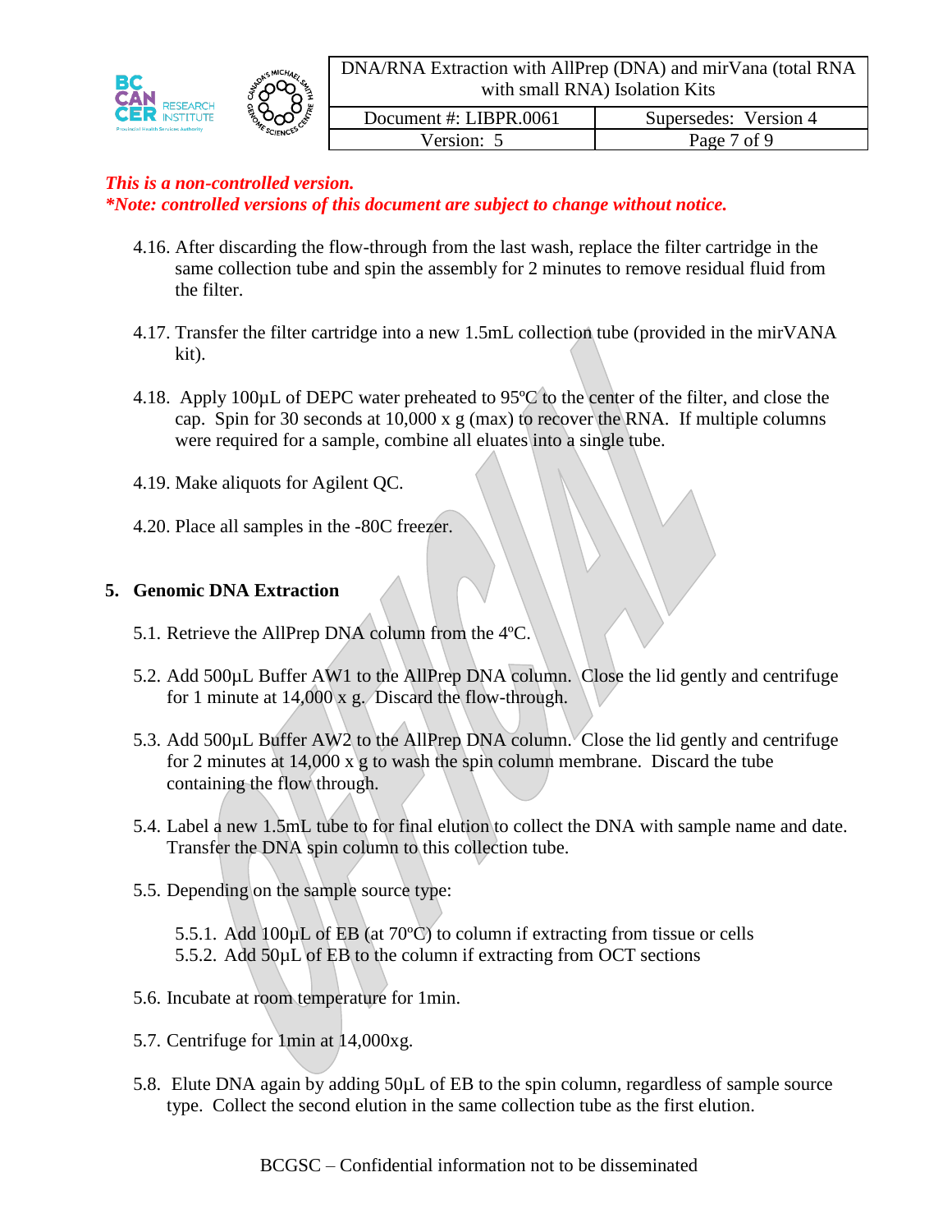*This is a non-controlled version.*
*\*Note: controlled versions of this document are subject to change without notice.*

4.16. After discarding the flow-through from the last wash, replace the filter cartridge in the same collection tube and spin the assembly for 2 minutes to remove residual fluid from the filter.

4.17. Transfer the filter cartridge into a new 1.5mL collection tube (provided in the mirVANA kit).

4.18. Apply 100µL of DEPC water preheated to 95ºC to the center of the filter, and close the cap. Spin for 30 seconds at 10,000 x g (max) to recover the RNA. If multiple columns were required for a sample, combine all eluates into a single tube.

4.19. Make aliquots for Agilent QC.

4.20. Place all samples in the -80C freezer.

## 5. Genomic DNA Extraction

5.1. Retrieve the AllPrep DNA column from the 4ºC.

5.2. Add 500µL Buffer AW1 to the AllPrep DNA column. Close the lid gently and centrifuge for 1 minute at 14,000 x g. Discard the flow-through.

5.3. Add 500µL Buffer AW2 to the AllPrep DNA column. Close the lid gently and centrifuge for 2 minutes at 14,000 x g to wash the spin column membrane. Discard the tube containing the flow through.

5.4. Label a new 1.5mL tube to for final elution to collect the DNA with sample name and date. Transfer the DNA spin column to this collection tube.

5.5. Depending on the sample source type:

5.5.1. Add 100µL of EB (at 70ºC) to column if extracting from tissue or cells
5.5.2. Add 50µL of EB to the column if extracting from OCT sections

5.6. Incubate at room temperature for 1min.

5.7. Centrifuge for 1min at 14,000xg.

5.8. Elute DNA again by adding 50µL of EB to the spin column, regardless of sample source type. Collect the second elution in the same collection tube as the first elution.

BCGSC – Confidential information not to be disseminated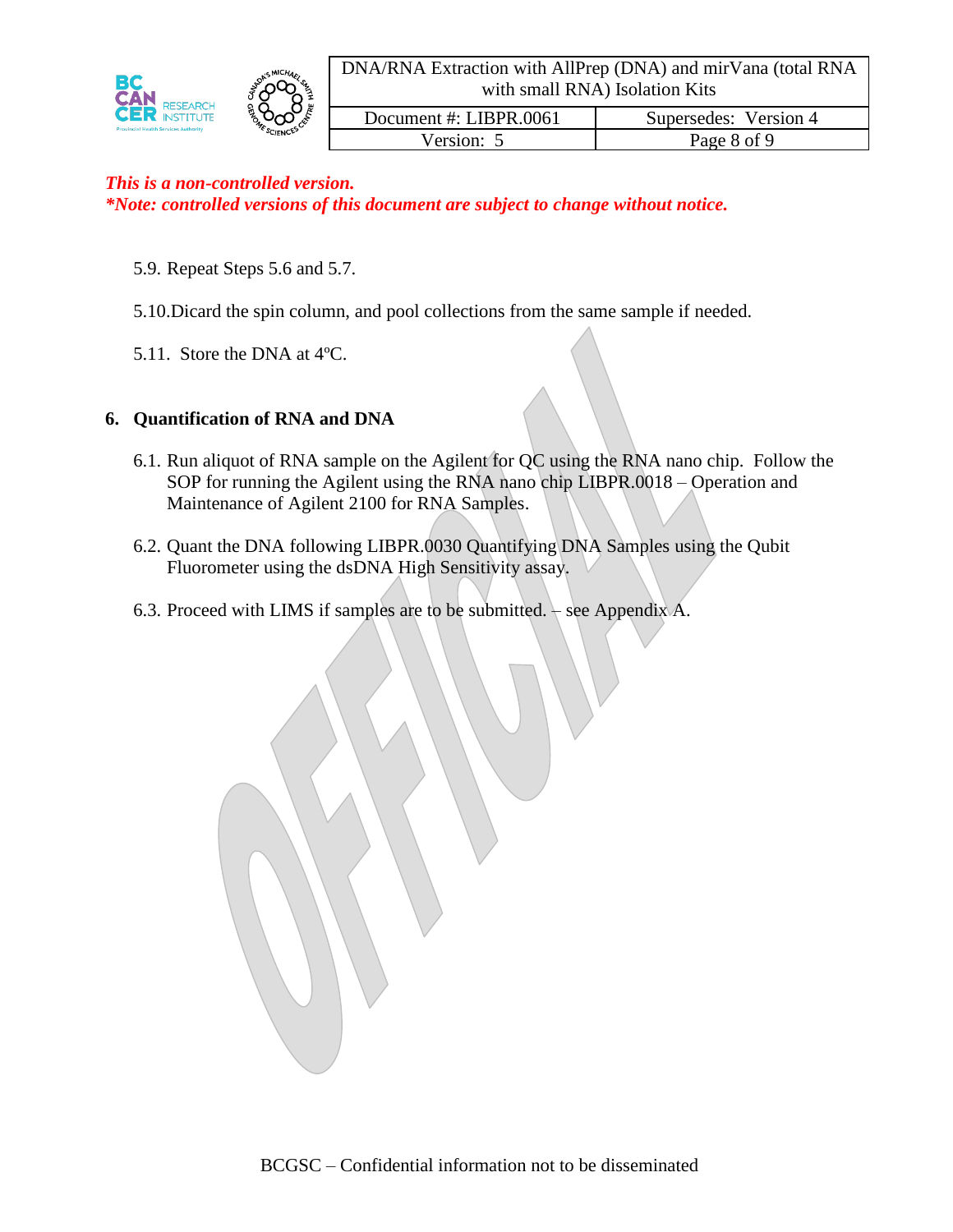*This is a non-controlled version.*
***Note: controlled versions of this document are subject to change without notice.***

5.9. Repeat Steps 5.6 and 5.7.

5.10. Dicard the spin column, and pool collections from the same sample if needed.

5.11. Store the DNA at 4ºC.

## 6. Quantification of RNA and DNA

6.1. Run aliquot of RNA sample on the Agilent for QC using the RNA nano chip. Follow the SOP for running the Agilent using the RNA nano chip LIBPR.0018 – Operation and Maintenance of Agilent 2100 for RNA Samples.

6.2. Quant the DNA following LIBPR.0030 Quantifying DNA Samples using the Qubit Fluorometer using the dsDNA High Sensitivity assay.

6.3. Proceed with LIMS if samples are to be submitted. – see Appendix A.

BCGSC – Confidential information not to be disseminated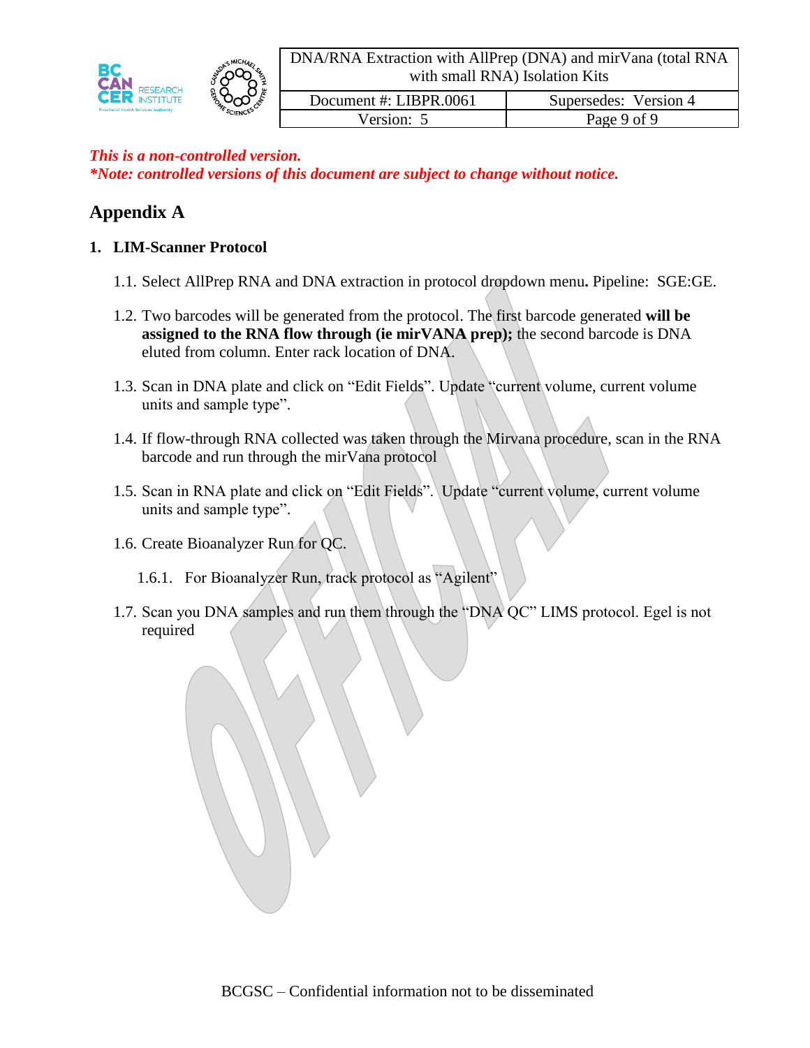*This is a non-controlled version.*
***Note: controlled versions of this document are subject to change without notice.***

# Appendix A

## 1. LIM-Scanner Protocol

1.1. Select AllPrep RNA and DNA extraction in protocol dropdown menu**.** Pipeline: SGE:GE.

1.2. Two barcodes will be generated from the protocol. The first barcode generated **will be assigned to the RNA flow through (ie mirVANA prep);** the second barcode is DNA eluted from column. Enter rack location of DNA.

1.3. Scan in DNA plate and click on “Edit Fields”. Update “current volume, current volume units and sample type”.

1.4. If flow-through RNA collected was taken through the Mirvana procedure, scan in the RNA barcode and run through the mirVana protocol

1.5. Scan in RNA plate and click on “Edit Fields”. Update “current volume, current volume units and sample type”.

1.6. Create Bioanalyzer Run for QC.

1.6.1. For Bioanalyzer Run, track protocol as “Agilent”

1.7. Scan you DNA samples and run them through the “DNA QC” LIMS protocol. Egel is not required